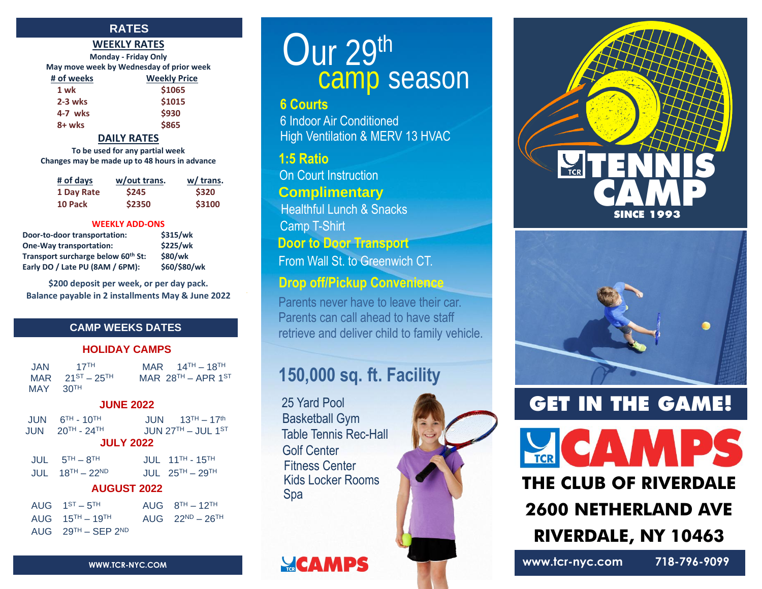## RATES

### WEEKLY RATES

**Monday - Friday Only**

**May move week by Wednesday of prior week**

| # of weeks | Weekly Price |
|---|---|
| 1 wk | $1065 |
| 2-3 wks | $1015 |
| 4-7 wks | $930 |
| 8+ wks | $865 |

### DAILY RATES

**To be used for any partial week**

**Changes may be made up to 48 hours in advance**

| # of days | w/out trans. | w/ trans. |
|---|---|---|
| 1 Day Rate | $245 | $320 |
| 10 Pack | $2350 | $3100 |

### WEEKLY ADD-ONS

| | |
|---|---|
| Door-to-door transportation: | $315/wk |
| One-Way transportation: | $225/wk |
| Transport surcharge below 60th St: | $80/wk |
| Early DO / Late PU (8AM / 6PM): | $60/$80/wk |

**$200 deposit per week, or per day pack.**
**Balance payable in 2 installments May & June 2022**

## CAMP WEEKS DATES

### HOLIDAY CAMPS

- JAN 17TH
- MAR 14TH – 18TH
- MAR 21ST – 25TH
- MAR 28TH – APR 1ST
- MAY 30TH

### JUNE 2022

- JUN 6TH - 10TH
- JUN 13TH – 17th
- JUN 20TH - 24TH
- JUN 27TH – JUL 1ST

### JULY 2022

- JUL 5TH – 8TH
- JUL 11TH - 15TH
- JUL 18TH – 22ND
- JUL 25TH – 29TH

### AUGUST 2022

- AUG 1ST – 5TH
- AUG 8TH – 12TH
- AUG 15TH – 19TH
- AUG 22ND – 26TH
- AUG 29TH – SEP 2ND

WWW.TCR-NYC.COM

# Our 29th camp season

**6 Courts**
6 Indoor Air Conditioned
High Ventilation & MERV 13 HVAC

**1:5 Ratio**
On Court Instruction

**Complimentary**
Healthful Lunch & Snacks
Camp T-Shirt

**Door to Door Transport**
From Wall St. to Greenwich CT.

**Drop off/Pickup Convenience**
Parents never have to leave their car. Parents can call ahead to have staff retrieve and deliver child to family vehicle.

## 150,000 sq. ft. Facility

- 25 Yard Pool
- Basketball Gym
- Table Tennis Rec-Hall
- Golf Center
- Fitness Center
- Kids Locker Rooms
- Spa

TCR CAMPS

# TCR TENNIS CAMP

**SINCE 1993**

## GET IN THE GAME!

# TCR CAMPS

**THE CLUB OF RIVERDALE**
**2600 NETHERLAND AVE**
**RIVERDALE, NY 10463**

www.tcr-nyc.com 718-796-9099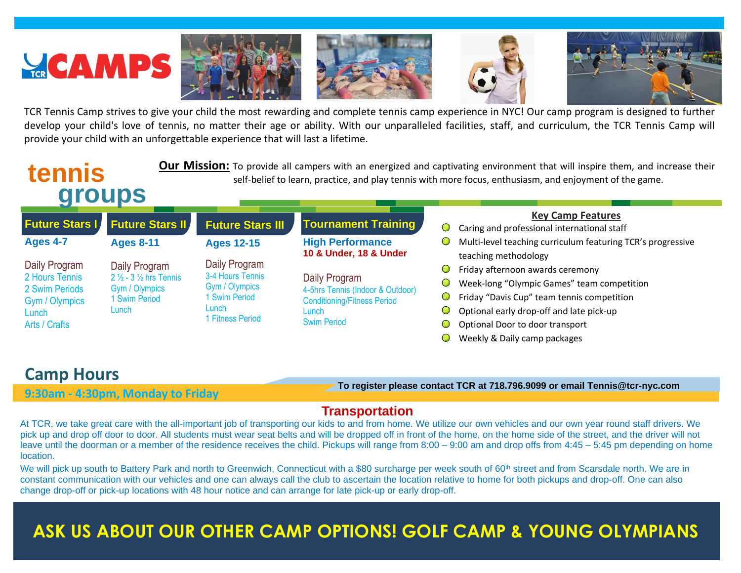# TCR CAMPS

TCR Tennis Camp strives to give your child the most rewarding and complete tennis camp experience in NYC! Our camp program is designed to further develop your child's love of tennis, no matter their age or ability. With our unparalleled facilities, staff, and curriculum, the TCR Tennis Camp will provide your child with an unforgettable experience that will last a lifetime.

## tennis groups

**Our Mission:** To provide all campers with an energized and captivating environment that will inspire them, and increase their self-belief to learn, practice, and play tennis with more focus, enthusiasm, and enjoyment of the game.

### Future Stars I

**Ages 4-7**

Daily Program
- 2 Hours Tennis
- 2 Swim Periods
- Gym / Olympics
- Lunch
- Arts / Crafts

### Future Stars II

**Ages 8-11**

Daily Program
- 2 ½ - 3 ½ hrs Tennis
- Gym / Olympics
- 1 Swim Period
- Lunch

### Future Stars III

**Ages 12-15**

Daily Program
- 3-4 Hours Tennis
- Gym / Olympics
- 1 Swim Period
- Lunch
- 1 Fitness Period

### Tournament Training

**High Performance**

**10 & Under, 18 & Under**

Daily Program
- 4-5hrs Tennis (Indoor & Outdoor)
- Conditioning/Fitness Period
- Lunch
- Swim Period

### Key Camp Features

- Caring and professional international staff
- Multi-level teaching curriculum featuring TCR's progressive teaching methodology
- Friday afternoon awards ceremony
- Week-long "Olympic Games" team competition
- Friday "Davis Cup" team tennis competition
- Optional early drop-off and late pick-up
- Optional Door to door transport
- Weekly & Daily camp packages

## Camp Hours

**9:30am - 4:30pm, Monday to Friday**

**To register please contact TCR at 718.796.9099 or email Tennis@tcr-nyc.com**

## Transportation

At TCR, we take great care with the all-important job of transporting our kids to and from home. We utilize our own vehicles and our own year round staff drivers. We pick up and drop off door to door. All students must wear seat belts and will be dropped off in front of the home, on the home side of the street, and the driver will not leave until the doorman or a member of the residence receives the child. Pickups will range from 8:00 – 9:00 am and drop offs from 4:45 – 5:45 pm depending on home location.

We will pick up south to Battery Park and north to Greenwich, Connecticut with a $80 surcharge per week south of 60th street and from Scarsdale north. We are in constant communication with our vehicles and one can always call the club to ascertain the location relative to home for both pickups and drop-off. One can also change drop-off or pick-up locations with 48 hour notice and can arrange for late pick-up or early drop-off.

**ASK US ABOUT OUR OTHER CAMP OPTIONS! GOLF CAMP & YOUNG OLYMPIANS**